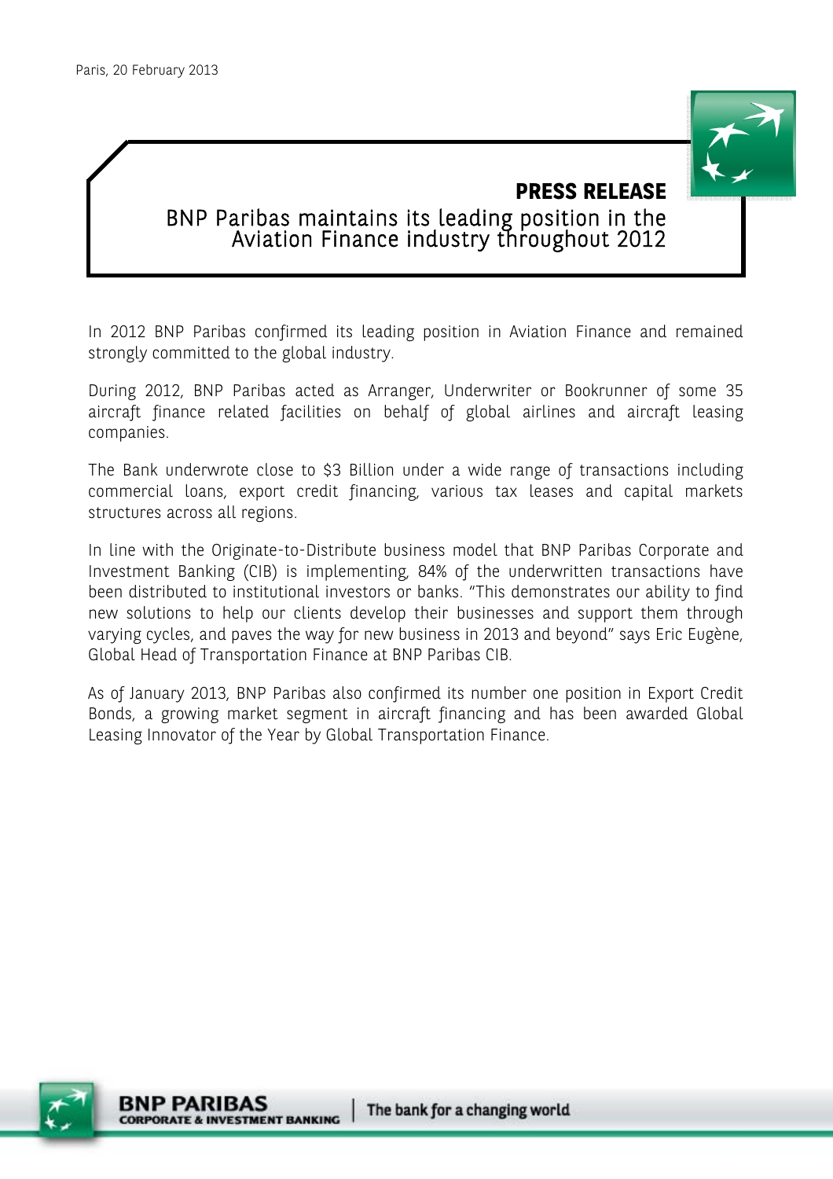Paris, 20 February 2013

**PRESS RELEASE**

# BNP Paribas maintains its leading position in the Aviation Finance industry throughout 2012

In 2012 BNP Paribas confirmed its leading position in Aviation Finance and remained strongly committed to the global industry.

During 2012, BNP Paribas acted as Arranger, Underwriter or Bookrunner of some 35 aircraft finance related facilities on behalf of global airlines and aircraft leasing companies.

The Bank underwrote close to $3 Billion under a wide range of transactions including commercial loans, export credit financing, various tax leases and capital markets structures across all regions.

In line with the Originate-to-Distribute business model that BNP Paribas Corporate and Investment Banking (CIB) is implementing, 84% of the underwritten transactions have been distributed to institutional investors or banks. "This demonstrates our ability to find new solutions to help our clients develop their businesses and support them through varying cycles, and paves the way for new business in 2013 and beyond" says Eric Eugène, Global Head of Transportation Finance at BNP Paribas CIB.

As of January 2013, BNP Paribas also confirmed its number one position in Export Credit Bonds, a growing market segment in aircraft financing and has been awarded Global Leasing Innovator of the Year by Global Transportation Finance.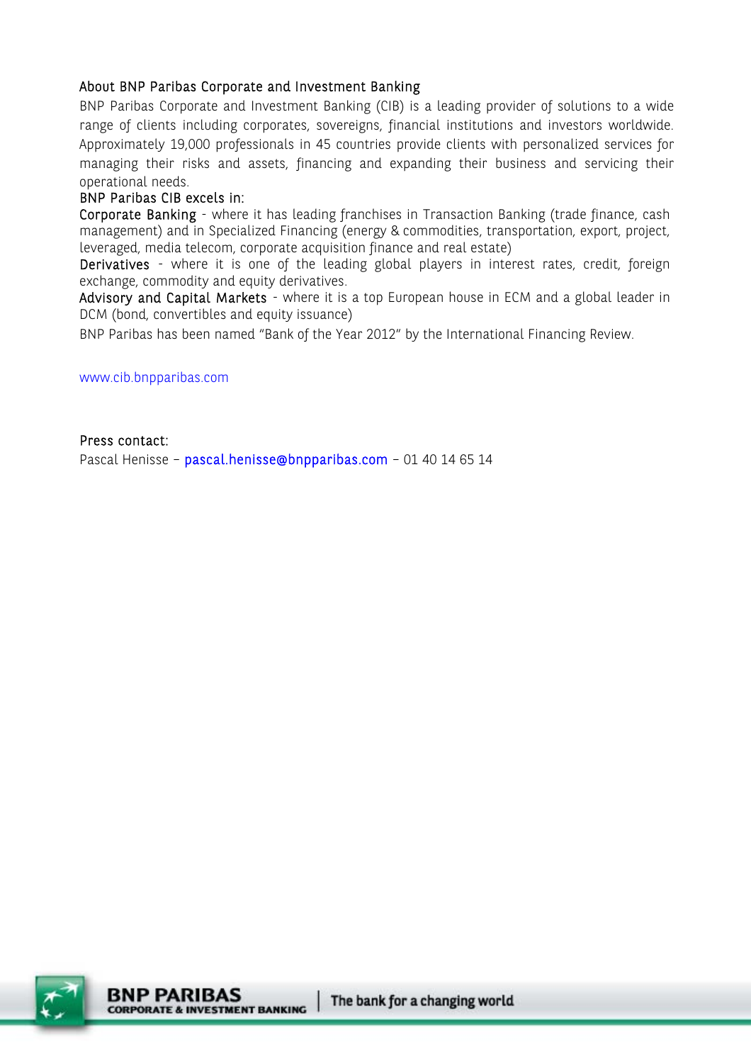## About BNP Paribas Corporate and Investment Banking

BNP Paribas Corporate and Investment Banking (CIB) is a leading provider of solutions to a wide range of clients including corporates, sovereigns, financial institutions and investors worldwide. Approximately 19,000 professionals in 45 countries provide clients with personalized services for managing their risks and assets, financing and expanding their business and servicing their operational needs.

BNP Paribas CIB excels in:

**Corporate Banking** - where it has leading franchises in Transaction Banking (trade finance, cash management) and in Specialized Financing (energy & commodities, transportation, export, project, leveraged, media telecom, corporate acquisition finance and real estate)

**Derivatives** - where it is one of the leading global players in interest rates, credit, foreign exchange, commodity and equity derivatives.

**Advisory and Capital Markets** - where it is a top European house in ECM and a global leader in DCM (bond, convertibles and equity issuance)

BNP Paribas has been named "Bank of the Year 2012" by the International Financing Review.

www.cib.bnpparibas.com

Press contact:

Pascal Henisse – pascal.henisse@bnpparibas.com – 01 40 14 65 14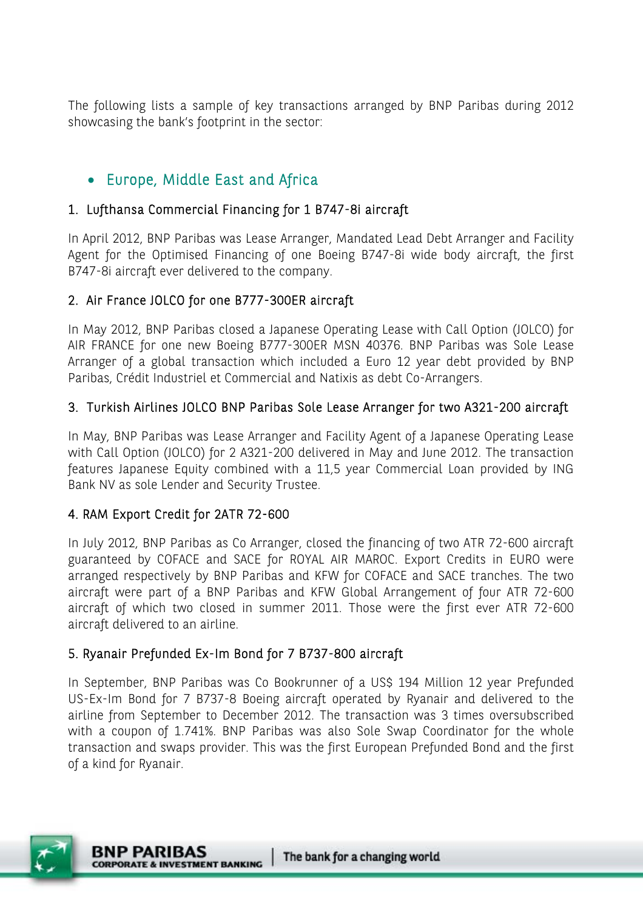The following lists a sample of key transactions arranged by BNP Paribas during 2012 showcasing the bank's footprint in the sector:

- ## Europe, Middle East and Africa

### 1. Lufthansa Commercial Financing for 1 B747-8i aircraft

In April 2012, BNP Paribas was Lease Arranger, Mandated Lead Debt Arranger and Facility Agent for the Optimised Financing of one Boeing B747-8i wide body aircraft, the first B747-8i aircraft ever delivered to the company.

### 2. Air France JOLCO for one B777-300ER aircraft

In May 2012, BNP Paribas closed a Japanese Operating Lease with Call Option (JOLCO) for AIR FRANCE for one new Boeing B777-300ER MSN 40376. BNP Paribas was Sole Lease Arranger of a global transaction which included a Euro 12 year debt provided by BNP Paribas, Crédit Industriel et Commercial and Natixis as debt Co-Arrangers.

### 3. Turkish Airlines JOLCO BNP Paribas Sole Lease Arranger for two A321-200 aircraft

In May, BNP Paribas was Lease Arranger and Facility Agent of a Japanese Operating Lease with Call Option (JOLCO) for 2 A321-200 delivered in May and June 2012. The transaction features Japanese Equity combined with a 11,5 year Commercial Loan provided by ING Bank NV as sole Lender and Security Trustee.

### 4. RAM Export Credit for 2ATR 72-600

In July 2012, BNP Paribas as Co Arranger, closed the financing of two ATR 72-600 aircraft guaranteed by COFACE and SACE for ROYAL AIR MAROC. Export Credits in EURO were arranged respectively by BNP Paribas and KFW for COFACE and SACE tranches. The two aircraft were part of a BNP Paribas and KFW Global Arrangement of four ATR 72-600 aircraft of which two closed in summer 2011. Those were the first ever ATR 72-600 aircraft delivered to an airline.

### 5. Ryanair Prefunded Ex-Im Bond for 7 B737-800 aircraft

In September, BNP Paribas was Co Bookrunner of a US$ 194 Million 12 year Prefunded US-Ex-Im Bond for 7 B737-8 Boeing aircraft operated by Ryanair and delivered to the airline from September to December 2012. The transaction was 3 times oversubscribed with a coupon of 1.741%. BNP Paribas was also Sole Swap Coordinator for the whole transaction and swaps provider. This was the first European Prefunded Bond and the first of a kind for Ryanair.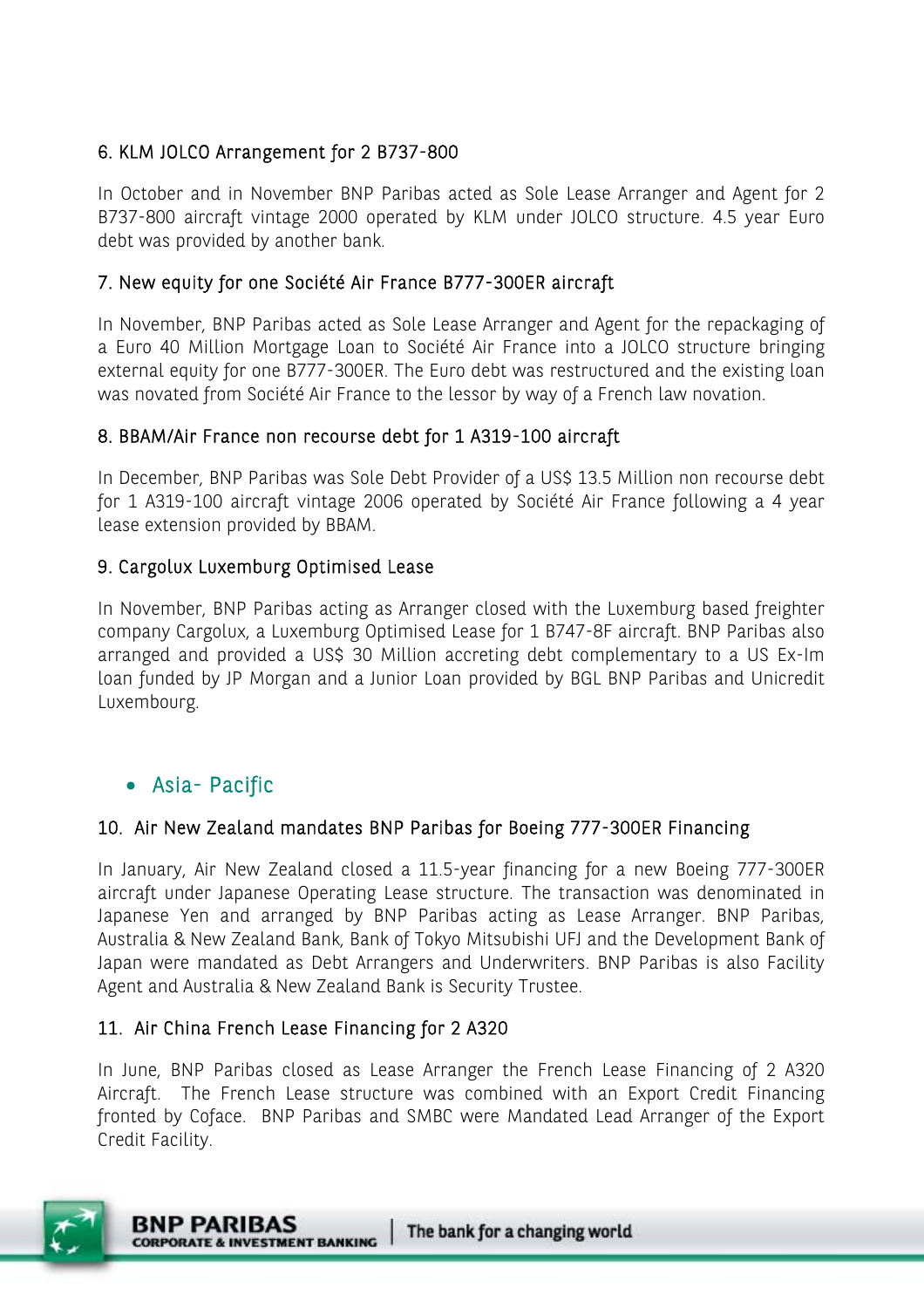### 6. KLM JOLCO Arrangement for 2 B737-800

In October and in November BNP Paribas acted as Sole Lease Arranger and Agent for 2 B737-800 aircraft vintage 2000 operated by KLM under JOLCO structure. 4.5 year Euro debt was provided by another bank.

### 7. New equity for one Société Air France B777-300ER aircraft

In November, BNP Paribas acted as Sole Lease Arranger and Agent for the repackaging of a Euro 40 Million Mortgage Loan to Société Air France into a JOLCO structure bringing external equity for one B777-300ER. The Euro debt was restructured and the existing loan was novated from Société Air France to the lessor by way of a French law novation.

### 8. BBAM/Air France non recourse debt for 1 A319-100 aircraft

In December, BNP Paribas was Sole Debt Provider of a US$ 13.5 Million non recourse debt for 1 A319-100 aircraft vintage 2006 operated by Société Air France following a 4 year lease extension provided by BBAM.

### 9. Cargolux Luxemburg Optimised Lease

In November, BNP Paribas acting as Arranger closed with the Luxemburg based freighter company Cargolux, a Luxemburg Optimised Lease for 1 B747-8F aircraft. BNP Paribas also arranged and provided a US$ 30 Million accreting debt complementary to a US Ex-Im loan funded by JP Morgan and a Junior Loan provided by BGL BNP Paribas and Unicredit Luxembourg.

## • Asia- Pacific

### 10. Air New Zealand mandates BNP Paribas for Boeing 777-300ER Financing

In January, Air New Zealand closed a 11.5-year financing for a new Boeing 777-300ER aircraft under Japanese Operating Lease structure. The transaction was denominated in Japanese Yen and arranged by BNP Paribas acting as Lease Arranger. BNP Paribas, Australia & New Zealand Bank, Bank of Tokyo Mitsubishi UFJ and the Development Bank of Japan were mandated as Debt Arrangers and Underwriters. BNP Paribas is also Facility Agent and Australia & New Zealand Bank is Security Trustee.

### 11. Air China French Lease Financing for 2 A320

In June, BNP Paribas closed as Lease Arranger the French Lease Financing of 2 A320 Aircraft. The French Lease structure was combined with an Export Credit Financing fronted by Coface. BNP Paribas and SMBC were Mandated Lead Arranger of the Export Credit Facility.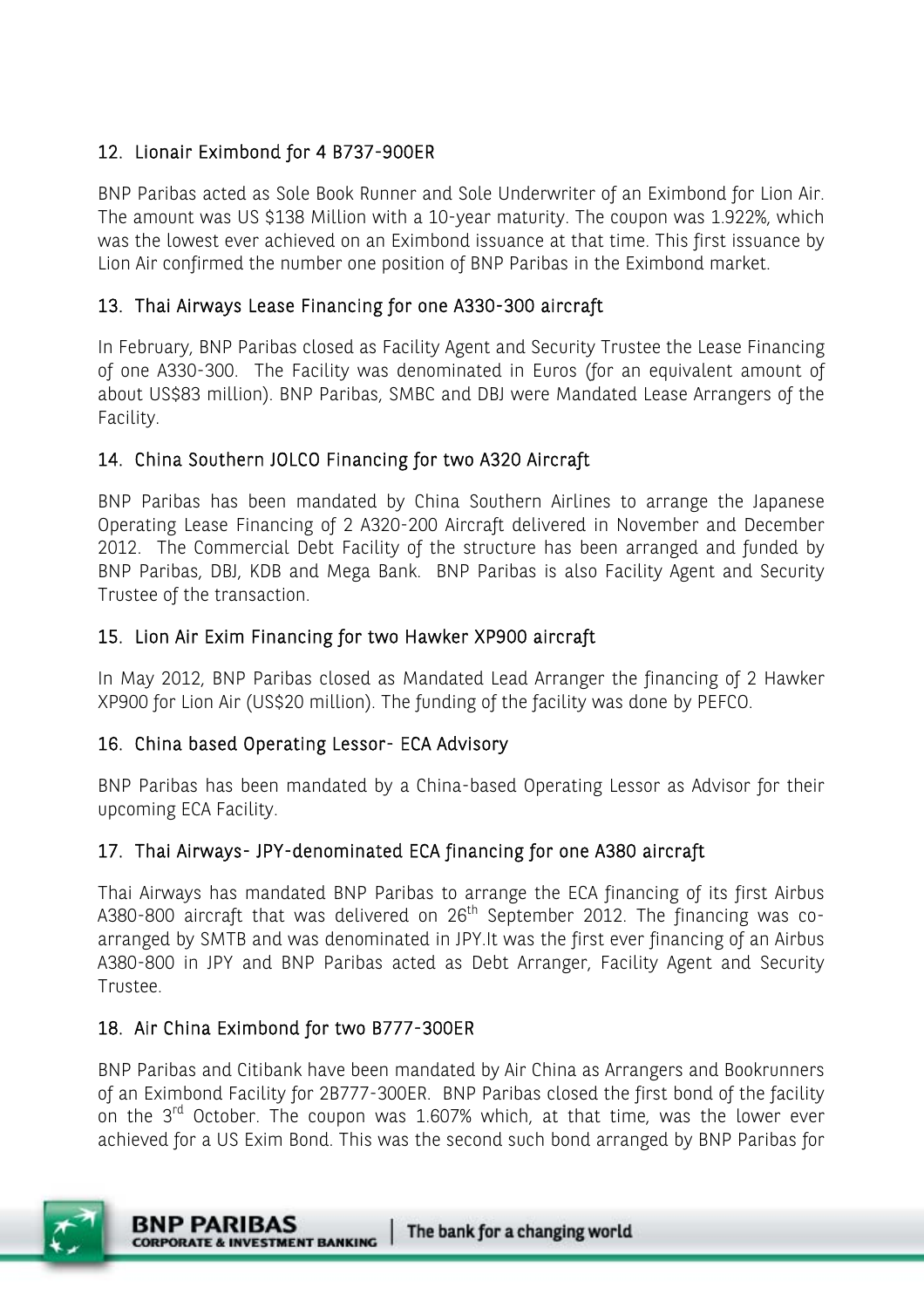## 12. Lionair Eximbond for 4 B737-900ER

BNP Paribas acted as Sole Book Runner and Sole Underwriter of an Eximbond for Lion Air. The amount was US $138 Million with a 10-year maturity. The coupon was 1.922%, which was the lowest ever achieved on an Eximbond issuance at that time. This first issuance by Lion Air confirmed the number one position of BNP Paribas in the Eximbond market.

## 13. Thai Airways Lease Financing for one A330-300 aircraft

In February, BNP Paribas closed as Facility Agent and Security Trustee the Lease Financing of one A330-300. The Facility was denominated in Euros (for an equivalent amount of about US$83 million). BNP Paribas, SMBC and DBJ were Mandated Lease Arrangers of the Facility.

## 14. China Southern JOLCO Financing for two A320 Aircraft

BNP Paribas has been mandated by China Southern Airlines to arrange the Japanese Operating Lease Financing of 2 A320-200 Aircraft delivered in November and December 2012. The Commercial Debt Facility of the structure has been arranged and funded by BNP Paribas, DBJ, KDB and Mega Bank. BNP Paribas is also Facility Agent and Security Trustee of the transaction.

## 15. Lion Air Exim Financing for two Hawker XP900 aircraft

In May 2012, BNP Paribas closed as Mandated Lead Arranger the financing of 2 Hawker XP900 for Lion Air (US$20 million). The funding of the facility was done by PEFCO.

## 16. China based Operating Lessor- ECA Advisory

BNP Paribas has been mandated by a China-based Operating Lessor as Advisor for their upcoming ECA Facility.

## 17. Thai Airways- JPY-denominated ECA financing for one A380 aircraft

Thai Airways has mandated BNP Paribas to arrange the ECA financing of its first Airbus A380-800 aircraft that was delivered on 26th September 2012. The financing was co-arranged by SMTB and was denominated in JPY.It was the first ever financing of an Airbus A380-800 in JPY and BNP Paribas acted as Debt Arranger, Facility Agent and Security Trustee.

## 18. Air China Eximbond for two B777-300ER

BNP Paribas and Citibank have been mandated by Air China as Arrangers and Bookrunners of an Eximbond Facility for 2B777-300ER. BNP Paribas closed the first bond of the facility on the 3rd October. The coupon was 1.607% which, at that time, was the lower ever achieved for a US Exim Bond. This was the second such bond arranged by BNP Paribas for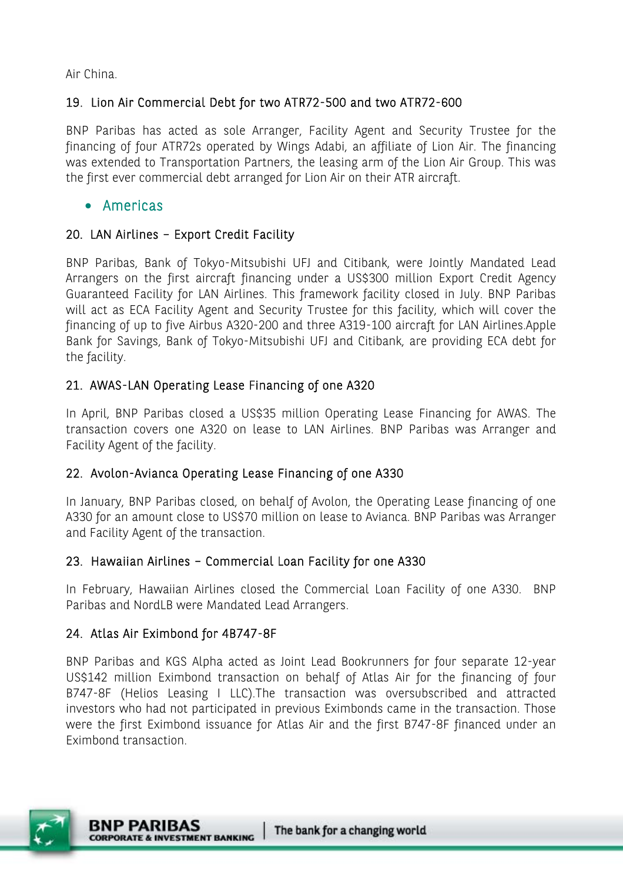Air China.

### 19. Lion Air Commercial Debt for two ATR72-500 and two ATR72-600

BNP Paribas has acted as sole Arranger, Facility Agent and Security Trustee for the financing of four ATR72s operated by Wings Adabi, an affiliate of Lion Air. The financing was extended to Transportation Partners, the leasing arm of the Lion Air Group. This was the first ever commercial debt arranged for Lion Air on their ATR aircraft.

- ## Americas

### 20. LAN Airlines – Export Credit Facility

BNP Paribas, Bank of Tokyo-Mitsubishi UFJ and Citibank, were Jointly Mandated Lead Arrangers on the first aircraft financing under a US$300 million Export Credit Agency Guaranteed Facility for LAN Airlines. This framework facility closed in July. BNP Paribas will act as ECA Facility Agent and Security Trustee for this facility, which will cover the financing of up to five Airbus A320-200 and three A319-100 aircraft for LAN Airlines.Apple Bank for Savings, Bank of Tokyo-Mitsubishi UFJ and Citibank, are providing ECA debt for the facility.

### 21. AWAS-LAN Operating Lease Financing of one A320

In April, BNP Paribas closed a US$35 million Operating Lease Financing for AWAS. The transaction covers one A320 on lease to LAN Airlines. BNP Paribas was Arranger and Facility Agent of the facility.

### 22. Avolon-Avianca Operating Lease Financing of one A330

In January, BNP Paribas closed, on behalf of Avolon, the Operating Lease financing of one A330 for an amount close to US$70 million on lease to Avianca. BNP Paribas was Arranger and Facility Agent of the transaction.

### 23. Hawaiian Airlines – Commercial Loan Facility for one A330

In February, Hawaiian Airlines closed the Commercial Loan Facility of one A330. BNP Paribas and NordLB were Mandated Lead Arrangers.

### 24. Atlas Air Eximbond for 4B747-8F

BNP Paribas and KGS Alpha acted as Joint Lead Bookrunners for four separate 12-year US$142 million Eximbond transaction on behalf of Atlas Air for the financing of four B747-8F (Helios Leasing I LLC).The transaction was oversubscribed and attracted investors who had not participated in previous Eximbonds came in the transaction. Those were the first Eximbond issuance for Atlas Air and the first B747-8F financed under an Eximbond transaction.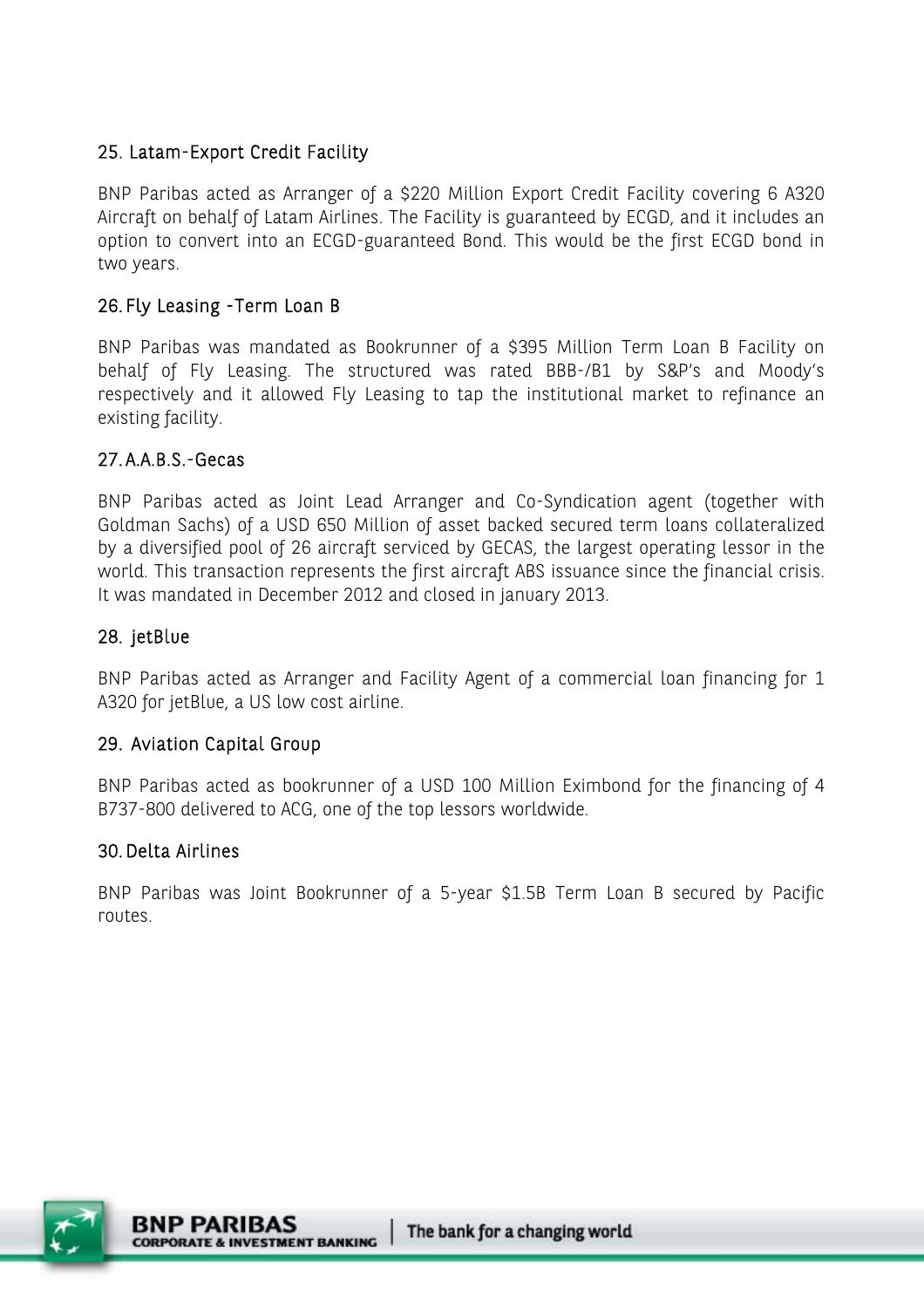### 25. Latam-Export Credit Facility

BNP Paribas acted as Arranger of a $220 Million Export Credit Facility covering 6 A320 Aircraft on behalf of Latam Airlines. The Facility is guaranteed by ECGD, and it includes an option to convert into an ECGD-guaranteed Bond. This would be the first ECGD bond in two years.

### 26. Fly Leasing -Term Loan B

BNP Paribas was mandated as Bookrunner of a $395 Million Term Loan B Facility on behalf of Fly Leasing. The structured was rated BBB-/B1 by S&P's and Moody's respectively and it allowed Fly Leasing to tap the institutional market to refinance an existing facility.

### 27. A.A.B.S.-Gecas

BNP Paribas acted as Joint Lead Arranger and Co-Syndication agent (together with Goldman Sachs) of a USD 650 Million of asset backed secured term loans collateralized by a diversified pool of 26 aircraft serviced by GECAS, the largest operating lessor in the world. This transaction represents the first aircraft ABS issuance since the financial crisis. It was mandated in December 2012 and closed in january 2013.

### 28. jetBlue

BNP Paribas acted as Arranger and Facility Agent of a commercial loan financing for 1 A320 for jetBlue, a US low cost airline.

### 29. Aviation Capital Group

BNP Paribas acted as bookrunner of a USD 100 Million Eximbond for the financing of 4 B737-800 delivered to ACG, one of the top lessors worldwide.

### 30. Delta Airlines

BNP Paribas was Joint Bookrunner of a 5-year $1.5B Term Loan B secured by Pacific routes.